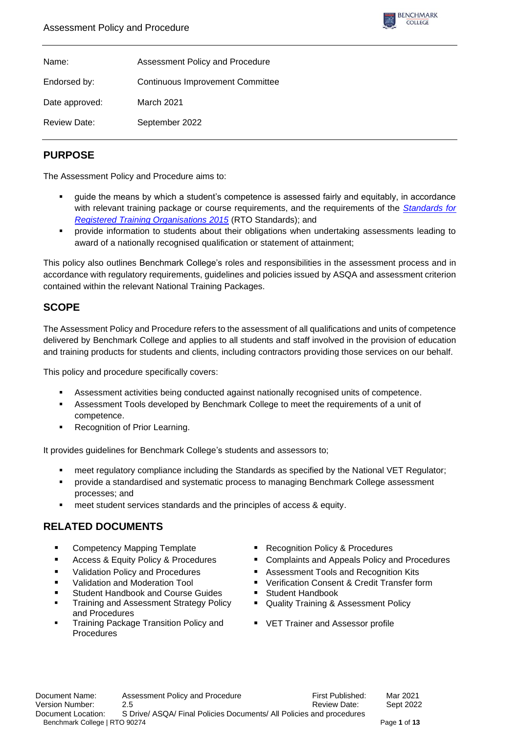| Name: | Assessment Policy and Procedure |
| --- | --- |
| Endorsed by: | Continuous Improvement Committee |
| Date approved: | March 2021 |
| Review Date: | September 2022 |

## PURPOSE

The Assessment Policy and Procedure aims to:

- guide the means by which a student's competence is assessed fairly and equitably, in accordance with relevant training package or course requirements, and the requirements of the *Standards for Registered Training Organisations 2015* (RTO Standards); and
- provide information to students about their obligations when undertaking assessments leading to award of a nationally recognised qualification or statement of attainment;

This policy also outlines Benchmark College's roles and responsibilities in the assessment process and in accordance with regulatory requirements, guidelines and policies issued by ASQA and assessment criterion contained within the relevant National Training Packages.

## SCOPE

The Assessment Policy and Procedure refers to the assessment of all qualifications and units of competence delivered by Benchmark College and applies to all students and staff involved in the provision of education and training products for students and clients, including contractors providing those services on our behalf.

This policy and procedure specifically covers:

- Assessment activities being conducted against nationally recognised units of competence.
- Assessment Tools developed by Benchmark College to meet the requirements of a unit of competence.
- Recognition of Prior Learning.

It provides guidelines for Benchmark College's students and assessors to;

- meet regulatory compliance including the Standards as specified by the National VET Regulator;
- provide a standardised and systematic process to managing Benchmark College assessment processes; and
- meet student services standards and the principles of access & equity.

## RELATED DOCUMENTS

- Competency Mapping Template
- Access & Equity Policy & Procedures
- Validation Policy and Procedures
- Validation and Moderation Tool
- Student Handbook and Course Guides
- Training and Assessment Strategy Policy and Procedures
- Training Package Transition Policy and Procedures
- Recognition Policy & Procedures
- Complaints and Appeals Policy and Procedures
- Assessment Tools and Recognition Kits
- Verification Consent & Credit Transfer form
- Student Handbook
- Quality Training & Assessment Policy
- VET Trainer and Assessor profile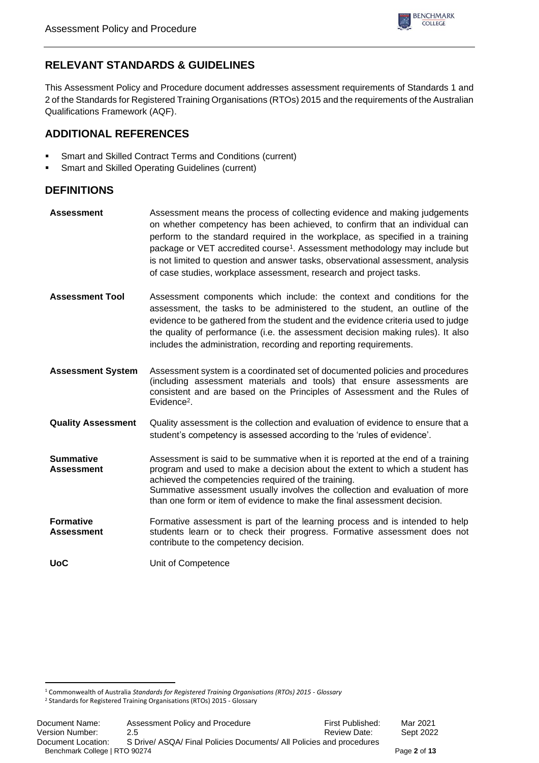## RELEVANT STANDARDS & GUIDELINES

This Assessment Policy and Procedure document addresses assessment requirements of Standards 1 and 2 of the Standards for Registered Training Organisations (RTOs) 2015 and the requirements of the Australian Qualifications Framework (AQF).

## ADDITIONAL REFERENCES

- Smart and Skilled Contract Terms and Conditions (current)
- Smart and Skilled Operating Guidelines (current)

## DEFINITIONS

| | |
|---|---|
| **Assessment** | Assessment means the process of collecting evidence and making judgements on whether competency has been achieved, to confirm that an individual can perform to the standard required in the workplace, as specified in a training package or VET accredited course[1]. Assessment methodology may include but is not limited to question and answer tasks, observational assessment, analysis of case studies, workplace assessment, research and project tasks. |
| **Assessment Tool** | Assessment components which include: the context and conditions for the assessment, the tasks to be administered to the student, an outline of the evidence to be gathered from the student and the evidence criteria used to judge the quality of performance (i.e. the assessment decision making rules). It also includes the administration, recording and reporting requirements. |
| **Assessment System** | Assessment system is a coordinated set of documented policies and procedures (including assessment materials and tools) that ensure assessments are consistent and are based on the Principles of Assessment and the Rules of Evidence[2]. |
| **Quality Assessment** | Quality assessment is the collection and evaluation of evidence to ensure that a student's competency is assessed according to the 'rules of evidence'. |
| **Summative Assessment** | Assessment is said to be summative when it is reported at the end of a training program and used to make a decision about the extent to which a student has achieved the competencies required of the training. Summative assessment usually involves the collection and evaluation of more than one form or item of evidence to make the final assessment decision. |
| **Formative Assessment** | Formative assessment is part of the learning process and is intended to help students learn or to check their progress. Formative assessment does not contribute to the competency decision. |
| **UoC** | Unit of Competence |

---

[1] Commonwealth of Australia *Standards for Registered Training Organisations (RTOs) 2015 - Glossary*

[2] Standards for Registered Training Organisations (RTOs) 2015 - Glossary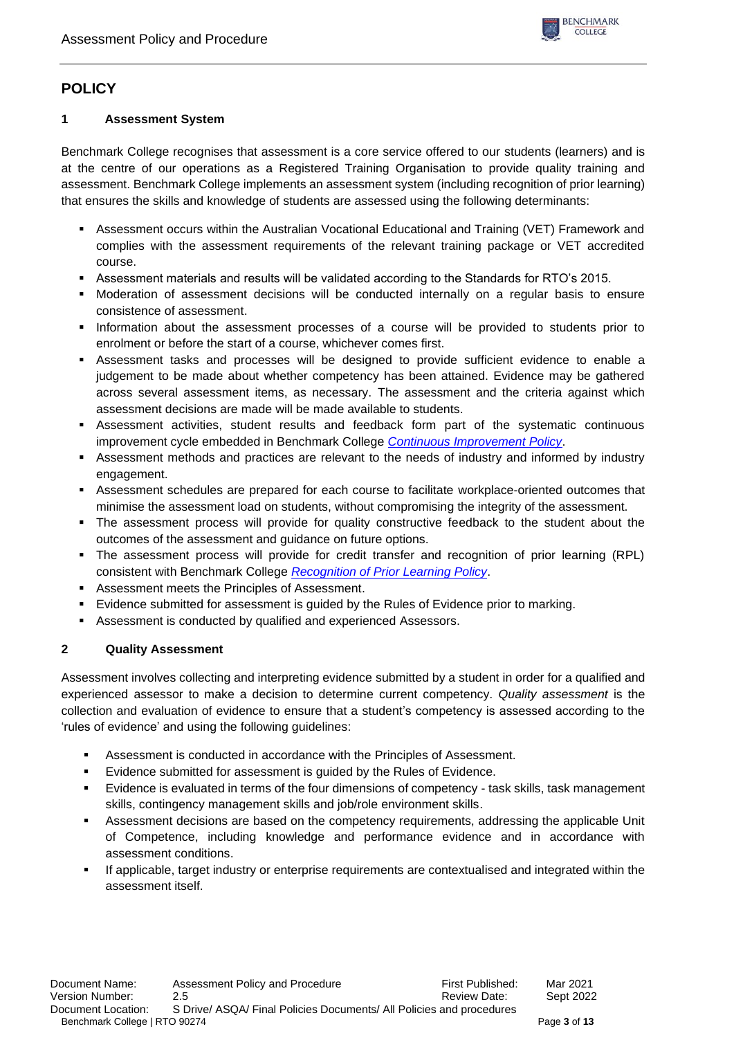# POLICY

## 1 Assessment System

Benchmark College recognises that assessment is a core service offered to our students (learners) and is at the centre of our operations as a Registered Training Organisation to provide quality training and assessment. Benchmark College implements an assessment system (including recognition of prior learning) that ensures the skills and knowledge of students are assessed using the following determinants:

- Assessment occurs within the Australian Vocational Educational and Training (VET) Framework and complies with the assessment requirements of the relevant training package or VET accredited course.
- Assessment materials and results will be validated according to the Standards for RTO's 2015.
- Moderation of assessment decisions will be conducted internally on a regular basis to ensure consistence of assessment.
- Information about the assessment processes of a course will be provided to students prior to enrolment or before the start of a course, whichever comes first.
- Assessment tasks and processes will be designed to provide sufficient evidence to enable a judgement to be made about whether competency has been attained. Evidence may be gathered across several assessment items, as necessary. The assessment and the criteria against which assessment decisions are made will be made available to students.
- Assessment activities, student results and feedback form part of the systematic continuous improvement cycle embedded in Benchmark College *Continuous Improvement Policy*.
- Assessment methods and practices are relevant to the needs of industry and informed by industry engagement.
- Assessment schedules are prepared for each course to facilitate workplace-oriented outcomes that minimise the assessment load on students, without compromising the integrity of the assessment.
- The assessment process will provide for quality constructive feedback to the student about the outcomes of the assessment and guidance on future options.
- The assessment process will provide for credit transfer and recognition of prior learning (RPL) consistent with Benchmark College *Recognition of Prior Learning Policy*.
- Assessment meets the Principles of Assessment.
- Evidence submitted for assessment is guided by the Rules of Evidence prior to marking.
- Assessment is conducted by qualified and experienced Assessors.

## 2 Quality Assessment

Assessment involves collecting and interpreting evidence submitted by a student in order for a qualified and experienced assessor to make a decision to determine current competency. *Quality assessment* is the collection and evaluation of evidence to ensure that a student's competency is assessed according to the 'rules of evidence' and using the following guidelines:

- Assessment is conducted in accordance with the Principles of Assessment.
- Evidence submitted for assessment is guided by the Rules of Evidence.
- Evidence is evaluated in terms of the four dimensions of competency - task skills, task management skills, contingency management skills and job/role environment skills.
- Assessment decisions are based on the competency requirements, addressing the applicable Unit of Competence, including knowledge and performance evidence and in accordance with assessment conditions.
- If applicable, target industry or enterprise requirements are contextualised and integrated within the assessment itself.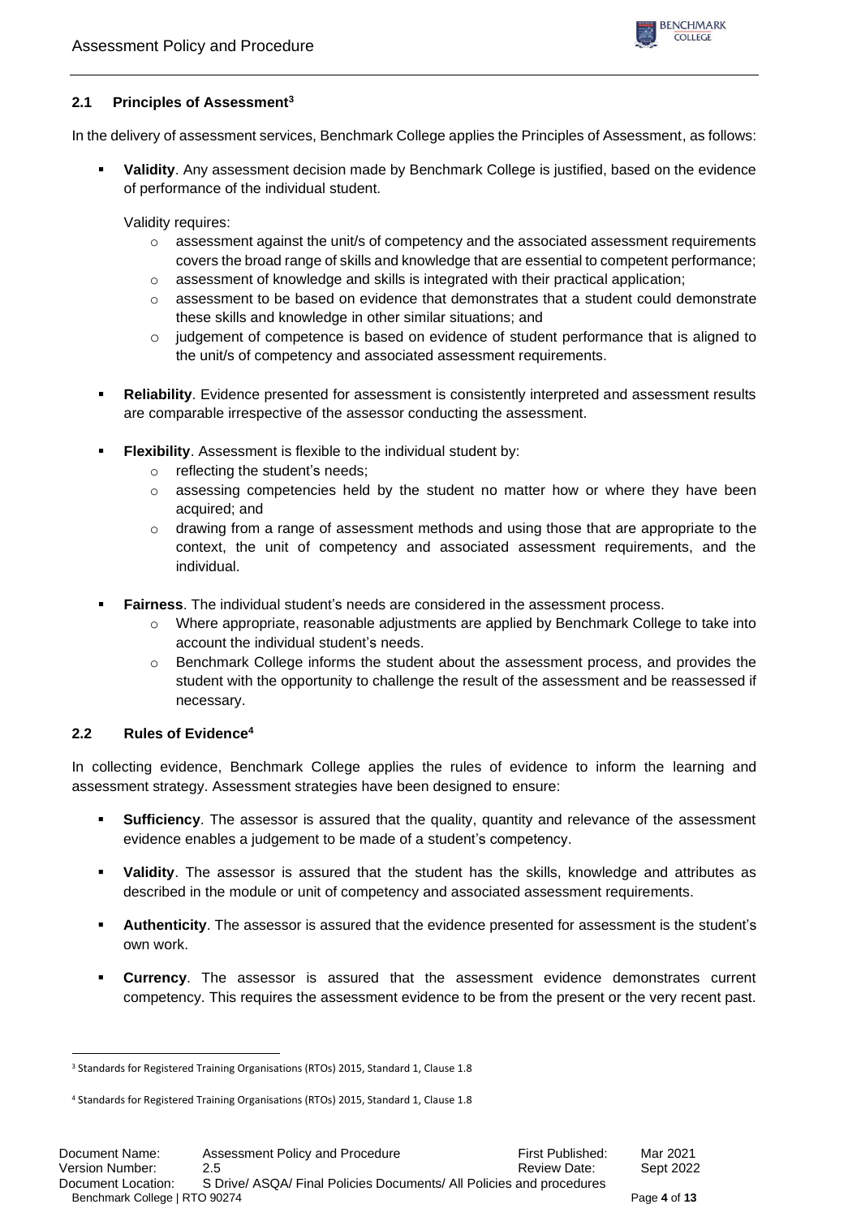### 2.1 Principles of Assessment[3]

In the delivery of assessment services, Benchmark College applies the Principles of Assessment, as follows:

- **Validity**. Any assessment decision made by Benchmark College is justified, based on the evidence of performance of the individual student.

  Validity requires:
  - assessment against the unit/s of competency and the associated assessment requirements covers the broad range of skills and knowledge that are essential to competent performance;
  - assessment of knowledge and skills is integrated with their practical application;
  - assessment to be based on evidence that demonstrates that a student could demonstrate these skills and knowledge in other similar situations; and
  - judgement of competence is based on evidence of student performance that is aligned to the unit/s of competency and associated assessment requirements.

- **Reliability**. Evidence presented for assessment is consistently interpreted and assessment results are comparable irrespective of the assessor conducting the assessment.

- **Flexibility**. Assessment is flexible to the individual student by:
  - reflecting the student's needs;
  - assessing competencies held by the student no matter how or where they have been acquired; and
  - drawing from a range of assessment methods and using those that are appropriate to the context, the unit of competency and associated assessment requirements, and the individual.

- **Fairness**. The individual student's needs are considered in the assessment process.
  - Where appropriate, reasonable adjustments are applied by Benchmark College to take into account the individual student's needs.
  - Benchmark College informs the student about the assessment process, and provides the student with the opportunity to challenge the result of the assessment and be reassessed if necessary.

### 2.2 Rules of Evidence[4]

In collecting evidence, Benchmark College applies the rules of evidence to inform the learning and assessment strategy. Assessment strategies have been designed to ensure:

- **Sufficiency**. The assessor is assured that the quality, quantity and relevance of the assessment evidence enables a judgement to be made of a student's competency.

- **Validity**. The assessor is assured that the student has the skills, knowledge and attributes as described in the module or unit of competency and associated assessment requirements.

- **Authenticity**. The assessor is assured that the evidence presented for assessment is the student's own work.

- **Currency**. The assessor is assured that the assessment evidence demonstrates current competency. This requires the assessment evidence to be from the present or the very recent past.

---

[3] Standards for Registered Training Organisations (RTOs) 2015, Standard 1, Clause 1.8

[4] Standards for Registered Training Organisations (RTOs) 2015, Standard 1, Clause 1.8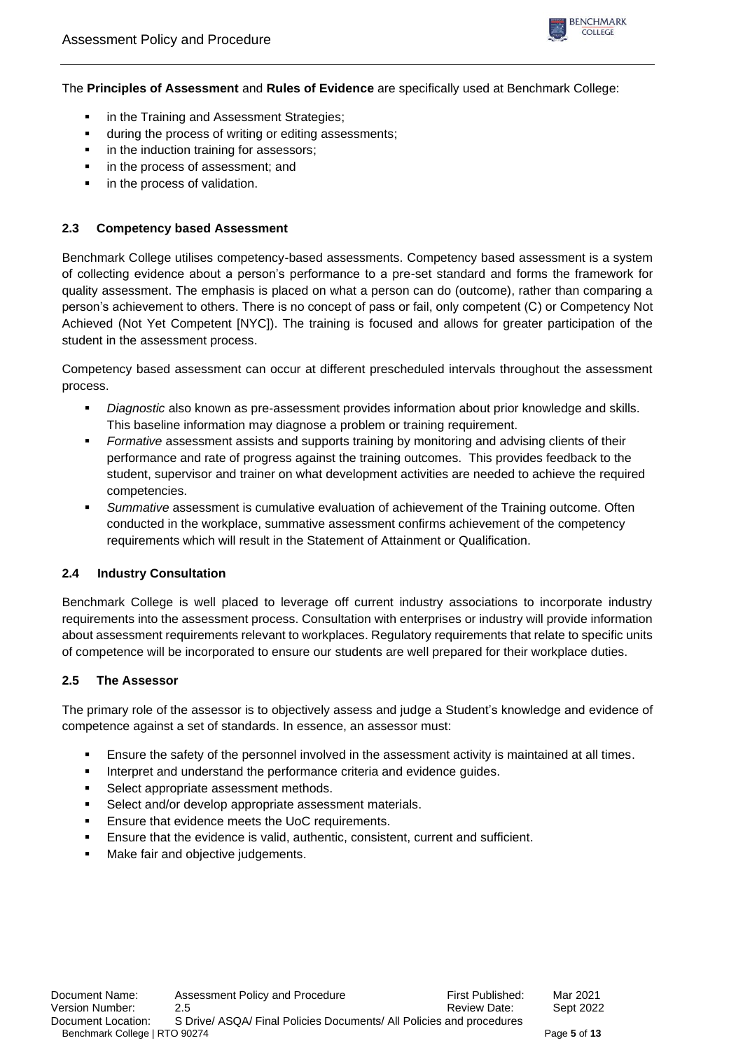The **Principles of Assessment** and **Rules of Evidence** are specifically used at Benchmark College:

- in the Training and Assessment Strategies;
- during the process of writing or editing assessments;
- in the induction training for assessors;
- in the process of assessment; and
- in the process of validation.

### 2.3 Competency based Assessment

Benchmark College utilises competency-based assessments. Competency based assessment is a system of collecting evidence about a person's performance to a pre-set standard and forms the framework for quality assessment. The emphasis is placed on what a person can do (outcome), rather than comparing a person's achievement to others. There is no concept of pass or fail, only competent (C) or Competency Not Achieved (Not Yet Competent [NYC]). The training is focused and allows for greater participation of the student in the assessment process.

Competency based assessment can occur at different prescheduled intervals throughout the assessment process.

- *Diagnostic* also known as pre-assessment provides information about prior knowledge and skills. This baseline information may diagnose a problem or training requirement.
- *Formative* assessment assists and supports training by monitoring and advising clients of their performance and rate of progress against the training outcomes. This provides feedback to the student, supervisor and trainer on what development activities are needed to achieve the required competencies.
- *Summative* assessment is cumulative evaluation of achievement of the Training outcome. Often conducted in the workplace, summative assessment confirms achievement of the competency requirements which will result in the Statement of Attainment or Qualification.

### 2.4 Industry Consultation

Benchmark College is well placed to leverage off current industry associations to incorporate industry requirements into the assessment process. Consultation with enterprises or industry will provide information about assessment requirements relevant to workplaces. Regulatory requirements that relate to specific units of competence will be incorporated to ensure our students are well prepared for their workplace duties.

### 2.5 The Assessor

The primary role of the assessor is to objectively assess and judge a Student's knowledge and evidence of competence against a set of standards. In essence, an assessor must:

- Ensure the safety of the personnel involved in the assessment activity is maintained at all times.
- Interpret and understand the performance criteria and evidence guides.
- Select appropriate assessment methods.
- Select and/or develop appropriate assessment materials.
- Ensure that evidence meets the UoC requirements.
- Ensure that the evidence is valid, authentic, consistent, current and sufficient.
- Make fair and objective judgements.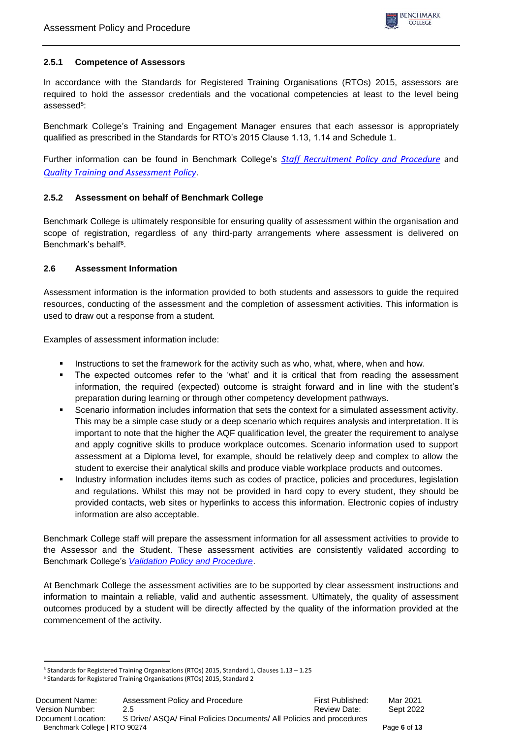### 2.5.1 Competence of Assessors

In accordance with the Standards for Registered Training Organisations (RTOs) 2015, assessors are required to hold the assessor credentials and the vocational competencies at least to the level being assessed[5]:

Benchmark College's Training and Engagement Manager ensures that each assessor is appropriately qualified as prescribed in the Standards for RTO's 2015 Clause 1.13, 1.14 and Schedule 1.

Further information can be found in Benchmark College's *Staff Recruitment Policy and Procedure* and *Quality Training and Assessment Policy*.

### 2.5.2 Assessment on behalf of Benchmark College

Benchmark College is ultimately responsible for ensuring quality of assessment within the organisation and scope of registration, regardless of any third-party arrangements where assessment is delivered on Benchmark's behalf[6].

## 2.6 Assessment Information

Assessment information is the information provided to both students and assessors to guide the required resources, conducting of the assessment and the completion of assessment activities. This information is used to draw out a response from a student.

Examples of assessment information include:

- Instructions to set the framework for the activity such as who, what, where, when and how.
- The expected outcomes refer to the 'what' and it is critical that from reading the assessment information, the required (expected) outcome is straight forward and in line with the student's preparation during learning or through other competency development pathways.
- Scenario information includes information that sets the context for a simulated assessment activity. This may be a simple case study or a deep scenario which requires analysis and interpretation. It is important to note that the higher the AQF qualification level, the greater the requirement to analyse and apply cognitive skills to produce workplace outcomes. Scenario information used to support assessment at a Diploma level, for example, should be relatively deep and complex to allow the student to exercise their analytical skills and produce viable workplace products and outcomes.
- Industry information includes items such as codes of practice, policies and procedures, legislation and regulations. Whilst this may not be provided in hard copy to every student, they should be provided contacts, web sites or hyperlinks to access this information. Electronic copies of industry information are also acceptable.

Benchmark College staff will prepare the assessment information for all assessment activities to provide to the Assessor and the Student. These assessment activities are consistently validated according to Benchmark College's *Validation Policy and Procedure*.

At Benchmark College the assessment activities are to be supported by clear assessment instructions and information to maintain a reliable, valid and authentic assessment. Ultimately, the quality of assessment outcomes produced by a student will be directly affected by the quality of the information provided at the commencement of the activity.

---

[5] Standards for Registered Training Organisations (RTOs) 2015, Standard 1, Clauses 1.13 – 1.25

[6] Standards for Registered Training Organisations (RTOs) 2015, Standard 2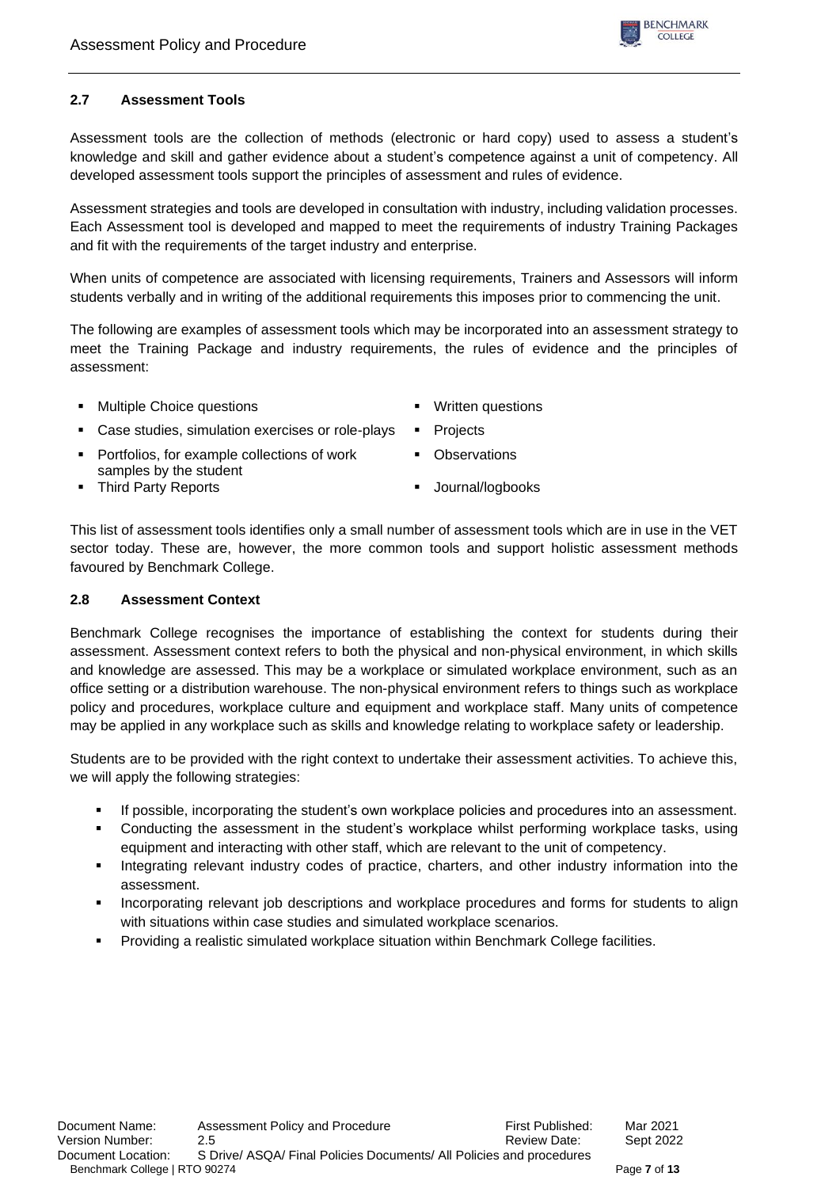### 2.7 Assessment Tools

Assessment tools are the collection of methods (electronic or hard copy) used to assess a student's knowledge and skill and gather evidence about a student's competence against a unit of competency. All developed assessment tools support the principles of assessment and rules of evidence.

Assessment strategies and tools are developed in consultation with industry, including validation processes. Each Assessment tool is developed and mapped to meet the requirements of industry Training Packages and fit with the requirements of the target industry and enterprise.

When units of competence are associated with licensing requirements, Trainers and Assessors will inform students verbally and in writing of the additional requirements this imposes prior to commencing the unit.

The following are examples of assessment tools which may be incorporated into an assessment strategy to meet the Training Package and industry requirements, the rules of evidence and the principles of assessment:

- Multiple Choice questions
- Written questions
- Case studies, simulation exercises or role-plays
- Projects
- Portfolios, for example collections of work samples by the student
- Observations
- Third Party Reports
- Journal/logbooks

This list of assessment tools identifies only a small number of assessment tools which are in use in the VET sector today. These are, however, the more common tools and support holistic assessment methods favoured by Benchmark College.

### 2.8 Assessment Context

Benchmark College recognises the importance of establishing the context for students during their assessment. Assessment context refers to both the physical and non-physical environment, in which skills and knowledge are assessed. This may be a workplace or simulated workplace environment, such as an office setting or a distribution warehouse. The non-physical environment refers to things such as workplace policy and procedures, workplace culture and equipment and workplace staff. Many units of competence may be applied in any workplace such as skills and knowledge relating to workplace safety or leadership.

Students are to be provided with the right context to undertake their assessment activities. To achieve this, we will apply the following strategies:

- If possible, incorporating the student's own workplace policies and procedures into an assessment.
- Conducting the assessment in the student's workplace whilst performing workplace tasks, using equipment and interacting with other staff, which are relevant to the unit of competency.
- Integrating relevant industry codes of practice, charters, and other industry information into the assessment.
- Incorporating relevant job descriptions and workplace procedures and forms for students to align with situations within case studies and simulated workplace scenarios.
- Providing a realistic simulated workplace situation within Benchmark College facilities.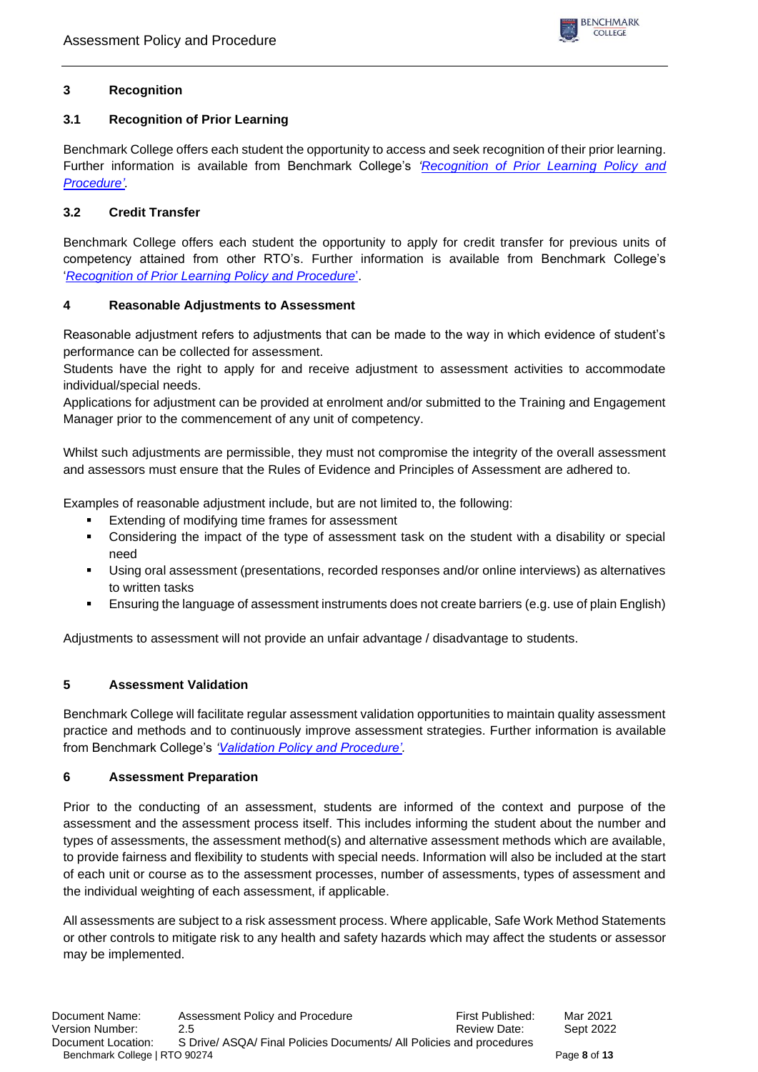## 3 Recognition

### 3.1 Recognition of Prior Learning

Benchmark College offers each student the opportunity to access and seek recognition of their prior learning. Further information is available from Benchmark College's *'Recognition of Prior Learning Policy and Procedure'*.

### 3.2 Credit Transfer

Benchmark College offers each student the opportunity to apply for credit transfer for previous units of competency attained from other RTO's. Further information is available from Benchmark College's '*Recognition of Prior Learning Policy and Procedure*'.

## 4 Reasonable Adjustments to Assessment

Reasonable adjustment refers to adjustments that can be made to the way in which evidence of student's performance can be collected for assessment.
Students have the right to apply for and receive adjustment to assessment activities to accommodate individual/special needs.
Applications for adjustment can be provided at enrolment and/or submitted to the Training and Engagement Manager prior to the commencement of any unit of competency.

Whilst such adjustments are permissible, they must not compromise the integrity of the overall assessment and assessors must ensure that the Rules of Evidence and Principles of Assessment are adhered to.

Examples of reasonable adjustment include, but are not limited to, the following:

- Extending of modifying time frames for assessment
- Considering the impact of the type of assessment task on the student with a disability or special need
- Using oral assessment (presentations, recorded responses and/or online interviews) as alternatives to written tasks
- Ensuring the language of assessment instruments does not create barriers (e.g. use of plain English)

Adjustments to assessment will not provide an unfair advantage / disadvantage to students.

## 5 Assessment Validation

Benchmark College will facilitate regular assessment validation opportunities to maintain quality assessment practice and methods and to continuously improve assessment strategies. Further information is available from Benchmark College's *'Validation Policy and Procedure'*.

## 6 Assessment Preparation

Prior to the conducting of an assessment, students are informed of the context and purpose of the assessment and the assessment process itself. This includes informing the student about the number and types of assessments, the assessment method(s) and alternative assessment methods which are available, to provide fairness and flexibility to students with special needs. Information will also be included at the start of each unit or course as to the assessment processes, number of assessments, types of assessment and the individual weighting of each assessment, if applicable.

All assessments are subject to a risk assessment process. Where applicable, Safe Work Method Statements or other controls to mitigate risk to any health and safety hazards which may affect the students or assessor may be implemented.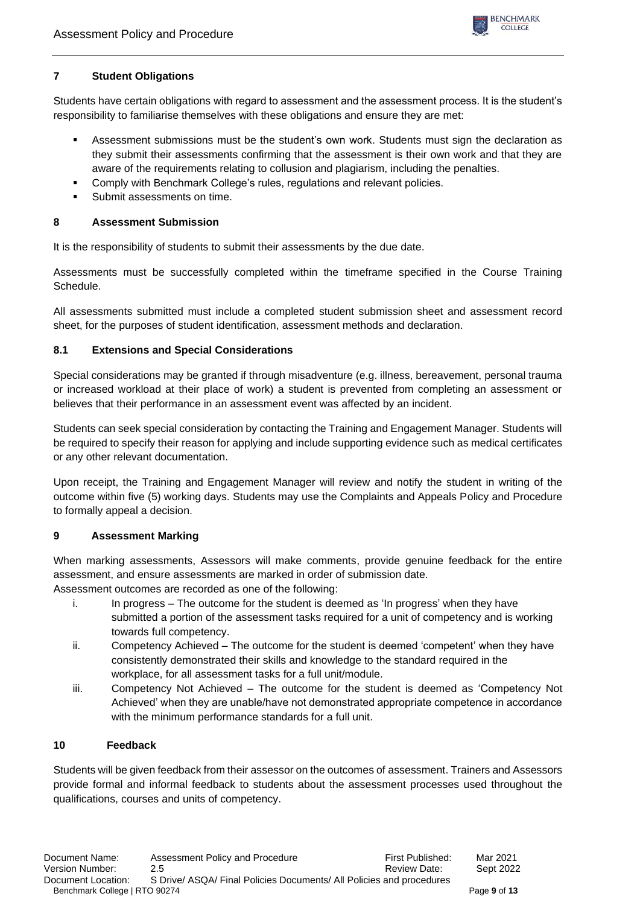## 7 Student Obligations

Students have certain obligations with regard to assessment and the assessment process. It is the student's responsibility to familiarise themselves with these obligations and ensure they are met:

- Assessment submissions must be the student's own work. Students must sign the declaration as they submit their assessments confirming that the assessment is their own work and that they are aware of the requirements relating to collusion and plagiarism, including the penalties.
- Comply with Benchmark College's rules, regulations and relevant policies.
- Submit assessments on time.

## 8 Assessment Submission

It is the responsibility of students to submit their assessments by the due date.

Assessments must be successfully completed within the timeframe specified in the Course Training Schedule.

All assessments submitted must include a completed student submission sheet and assessment record sheet, for the purposes of student identification, assessment methods and declaration.

### 8.1 Extensions and Special Considerations

Special considerations may be granted if through misadventure (e.g. illness, bereavement, personal trauma or increased workload at their place of work) a student is prevented from completing an assessment or believes that their performance in an assessment event was affected by an incident.

Students can seek special consideration by contacting the Training and Engagement Manager. Students will be required to specify their reason for applying and include supporting evidence such as medical certificates or any other relevant documentation.

Upon receipt, the Training and Engagement Manager will review and notify the student in writing of the outcome within five (5) working days. Students may use the Complaints and Appeals Policy and Procedure to formally appeal a decision.

## 9 Assessment Marking

When marking assessments, Assessors will make comments, provide genuine feedback for the entire assessment, and ensure assessments are marked in order of submission date.

Assessment outcomes are recorded as one of the following:

i. In progress – The outcome for the student is deemed as 'In progress' when they have submitted a portion of the assessment tasks required for a unit of competency and is working towards full competency.

ii. Competency Achieved – The outcome for the student is deemed 'competent' when they have consistently demonstrated their skills and knowledge to the standard required in the workplace, for all assessment tasks for a full unit/module.

iii. Competency Not Achieved – The outcome for the student is deemed as 'Competency Not Achieved' when they are unable/have not demonstrated appropriate competence in accordance with the minimum performance standards for a full unit.

## 10 Feedback

Students will be given feedback from their assessor on the outcomes of assessment. Trainers and Assessors provide formal and informal feedback to students about the assessment processes used throughout the qualifications, courses and units of competency.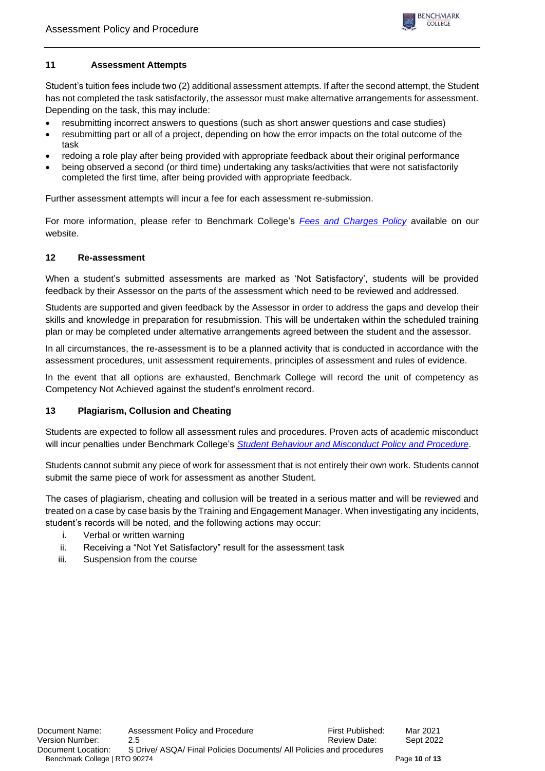## 11 Assessment Attempts

Student's tuition fees include two (2) additional assessment attempts. If after the second attempt, the Student has not completed the task satisfactorily, the assessor must make alternative arrangements for assessment. Depending on the task, this may include:

- resubmitting incorrect answers to questions (such as short answer questions and case studies)
- resubmitting part or all of a project, depending on how the error impacts on the total outcome of the task
- redoing a role play after being provided with appropriate feedback about their original performance
- being observed a second (or third time) undertaking any tasks/activities that were not satisfactorily completed the first time, after being provided with appropriate feedback.

Further assessment attempts will incur a fee for each assessment re-submission.

For more information, please refer to Benchmark College's *Fees and Charges Policy* available on our website.

## 12 Re-assessment

When a student's submitted assessments are marked as 'Not Satisfactory', students will be provided feedback by their Assessor on the parts of the assessment which need to be reviewed and addressed.

Students are supported and given feedback by the Assessor in order to address the gaps and develop their skills and knowledge in preparation for resubmission. This will be undertaken within the scheduled training plan or may be completed under alternative arrangements agreed between the student and the assessor.

In all circumstances, the re-assessment is to be a planned activity that is conducted in accordance with the assessment procedures, unit assessment requirements, principles of assessment and rules of evidence.

In the event that all options are exhausted, Benchmark College will record the unit of competency as Competency Not Achieved against the student's enrolment record.

## 13 Plagiarism, Collusion and Cheating

Students are expected to follow all assessment rules and procedures. Proven acts of academic misconduct will incur penalties under Benchmark College's *Student Behaviour and Misconduct Policy and Procedure*.

Students cannot submit any piece of work for assessment that is not entirely their own work. Students cannot submit the same piece of work for assessment as another Student.

The cases of plagiarism, cheating and collusion will be treated in a serious matter and will be reviewed and treated on a case by case basis by the Training and Engagement Manager. When investigating any incidents, student's records will be noted, and the following actions may occur:

i. Verbal or written warning
ii. Receiving a "Not Yet Satisfactory" result for the assessment task
iii. Suspension from the course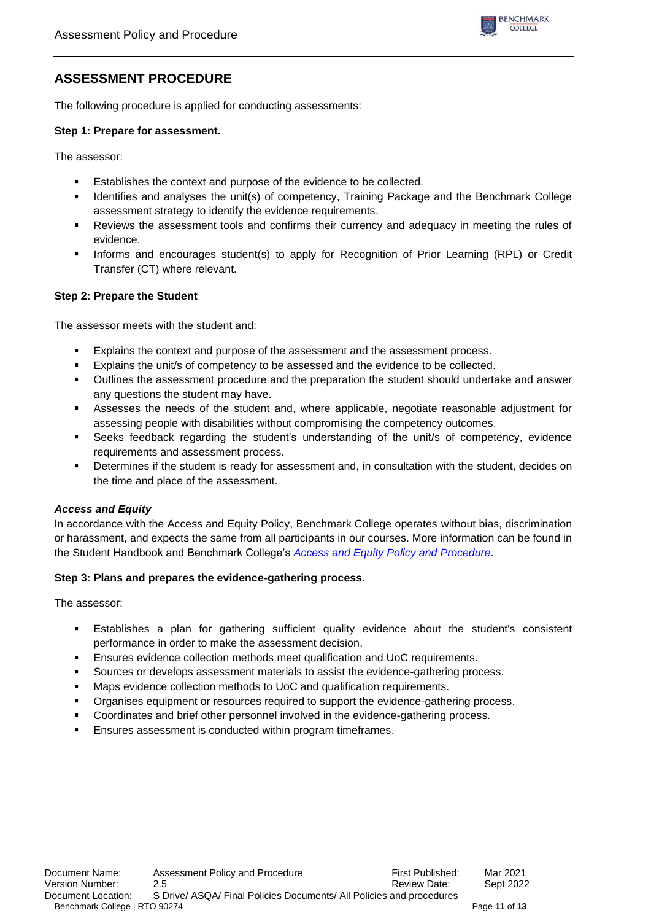## ASSESSMENT PROCEDURE

The following procedure is applied for conducting assessments:

**Step 1: Prepare for assessment.**

The assessor:

- Establishes the context and purpose of the evidence to be collected.
- Identifies and analyses the unit(s) of competency, Training Package and the Benchmark College assessment strategy to identify the evidence requirements.
- Reviews the assessment tools and confirms their currency and adequacy in meeting the rules of evidence.
- Informs and encourages student(s) to apply for Recognition of Prior Learning (RPL) or Credit Transfer (CT) where relevant.

**Step 2: Prepare the Student**

The assessor meets with the student and:

- Explains the context and purpose of the assessment and the assessment process.
- Explains the unit/s of competency to be assessed and the evidence to be collected.
- Outlines the assessment procedure and the preparation the student should undertake and answer any questions the student may have.
- Assesses the needs of the student and, where applicable, negotiate reasonable adjustment for assessing people with disabilities without compromising the competency outcomes.
- Seeks feedback regarding the student's understanding of the unit/s of competency, evidence requirements and assessment process.
- Determines if the student is ready for assessment and, in consultation with the student, decides on the time and place of the assessment.

***Access and Equity***

In accordance with the Access and Equity Policy, Benchmark College operates without bias, discrimination or harassment, and expects the same from all participants in our courses. More information can be found in the Student Handbook and Benchmark College's *Access and Equity Policy and Procedure*.

**Step 3: Plans and prepares the evidence-gathering process**.

The assessor:

- Establishes a plan for gathering sufficient quality evidence about the student's consistent performance in order to make the assessment decision.
- Ensures evidence collection methods meet qualification and UoC requirements.
- Sources or develops assessment materials to assist the evidence-gathering process.
- Maps evidence collection methods to UoC and qualification requirements.
- Organises equipment or resources required to support the evidence-gathering process.
- Coordinates and brief other personnel involved in the evidence-gathering process.
- Ensures assessment is conducted within program timeframes.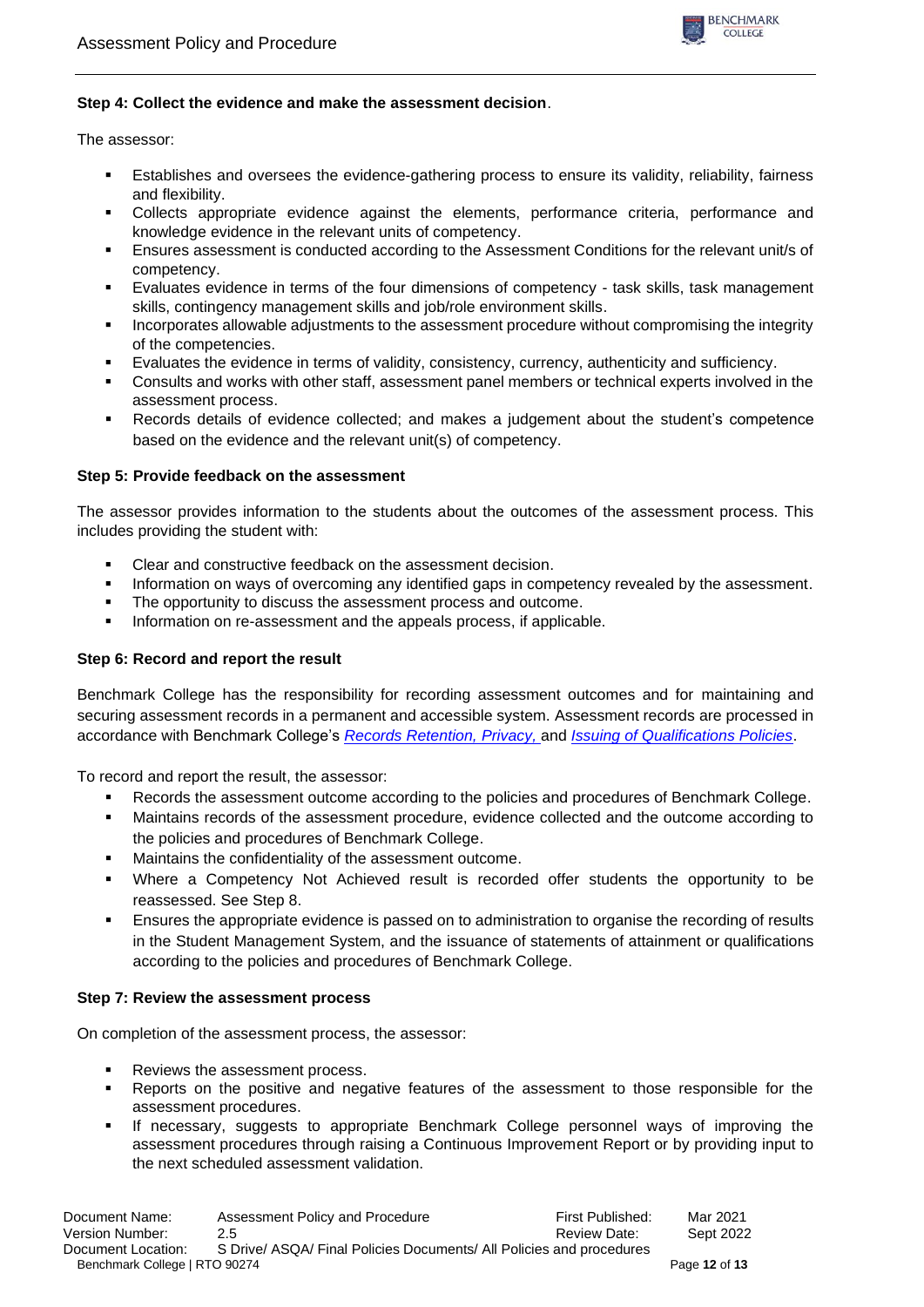**Step 4: Collect the evidence and make the assessment decision**.

The assessor:

- Establishes and oversees the evidence-gathering process to ensure its validity, reliability, fairness and flexibility.
- Collects appropriate evidence against the elements, performance criteria, performance and knowledge evidence in the relevant units of competency.
- Ensures assessment is conducted according to the Assessment Conditions for the relevant unit/s of competency.
- Evaluates evidence in terms of the four dimensions of competency - task skills, task management skills, contingency management skills and job/role environment skills.
- Incorporates allowable adjustments to the assessment procedure without compromising the integrity of the competencies.
- Evaluates the evidence in terms of validity, consistency, currency, authenticity and sufficiency.
- Consults and works with other staff, assessment panel members or technical experts involved in the assessment process.
- Records details of evidence collected; and makes a judgement about the student's competence based on the evidence and the relevant unit(s) of competency.

**Step 5: Provide feedback on the assessment**

The assessor provides information to the students about the outcomes of the assessment process. This includes providing the student with:

- Clear and constructive feedback on the assessment decision.
- Information on ways of overcoming any identified gaps in competency revealed by the assessment.
- The opportunity to discuss the assessment process and outcome.
- Information on re-assessment and the appeals process, if applicable.

**Step 6: Record and report the result**

Benchmark College has the responsibility for recording assessment outcomes and for maintaining and securing assessment records in a permanent and accessible system. Assessment records are processed in accordance with Benchmark College's *Records Retention, Privacy,* and *Issuing of Qualifications Policies*.

To record and report the result, the assessor:

- Records the assessment outcome according to the policies and procedures of Benchmark College.
- Maintains records of the assessment procedure, evidence collected and the outcome according to the policies and procedures of Benchmark College.
- Maintains the confidentiality of the assessment outcome.
- Where a Competency Not Achieved result is recorded offer students the opportunity to be reassessed. See Step 8.
- Ensures the appropriate evidence is passed on to administration to organise the recording of results in the Student Management System, and the issuance of statements of attainment or qualifications according to the policies and procedures of Benchmark College.

**Step 7: Review the assessment process**

On completion of the assessment process, the assessor:

- Reviews the assessment process.
- Reports on the positive and negative features of the assessment to those responsible for the assessment procedures.
- If necessary, suggests to appropriate Benchmark College personnel ways of improving the assessment procedures through raising a Continuous Improvement Report or by providing input to the next scheduled assessment validation.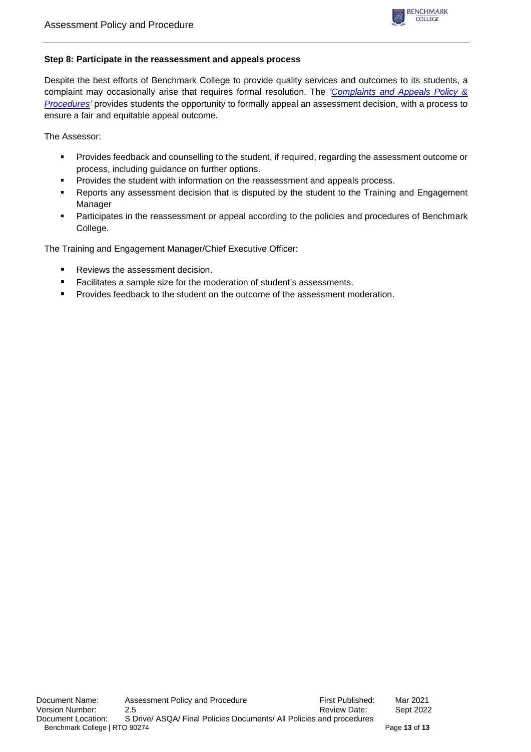**Step 8: Participate in the reassessment and appeals process**

Despite the best efforts of Benchmark College to provide quality services and outcomes to its students, a complaint may occasionally arise that requires formal resolution. The *'Complaints and Appeals Policy & Procedures'* provides students the opportunity to formally appeal an assessment decision, with a process to ensure a fair and equitable appeal outcome.

The Assessor:

- Provides feedback and counselling to the student, if required, regarding the assessment outcome or process, including guidance on further options.
- Provides the student with information on the reassessment and appeals process.
- Reports any assessment decision that is disputed by the student to the Training and Engagement Manager
- Participates in the reassessment or appeal according to the policies and procedures of Benchmark College.

The Training and Engagement Manager/Chief Executive Officer:

- Reviews the assessment decision.
- Facilitates a sample size for the moderation of student's assessments.
- Provides feedback to the student on the outcome of the assessment moderation.